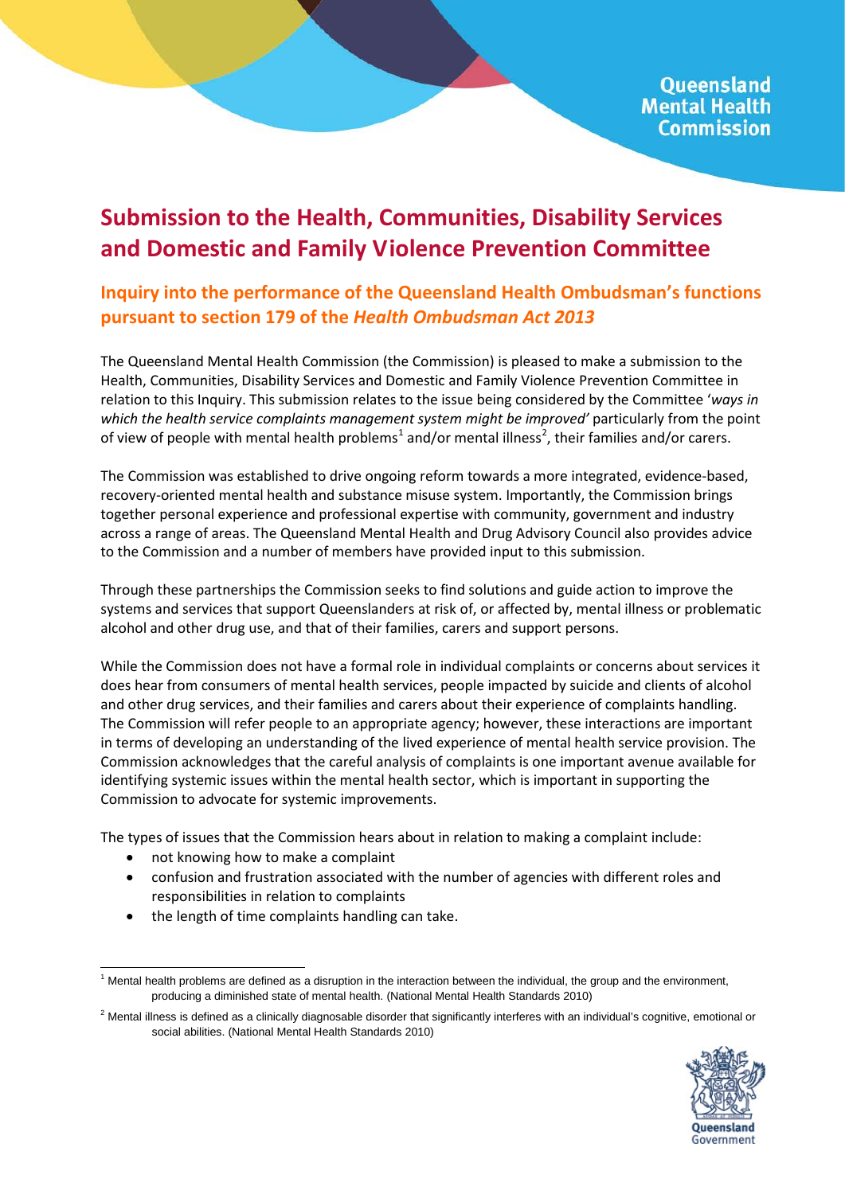Queensland Mental Health Commission

# Submission to the Health, Communities, Disability Services and Domestic and Family Violence Prevention Committee

## Inquiry into the performance of the Queensland Health Ombudsman's functions pursuant to section 179 of the *Health Ombudsman Act 2013*

The Queensland Mental Health Commission (the Commission) is pleased to make a submission to the Health, Communities, Disability Services and Domestic and Family Violence Prevention Committee in relation to this Inquiry. This submission relates to the issue being considered by the Committee '*ways in which the health service complaints management system might be improved*' particularly from the point of view of people with mental health problems[1] and/or mental illness[2], their families and/or carers.

The Commission was established to drive ongoing reform towards a more integrated, evidence-based, recovery-oriented mental health and substance misuse system. Importantly, the Commission brings together personal experience and professional expertise with community, government and industry across a range of areas. The Queensland Mental Health and Drug Advisory Council also provides advice to the Commission and a number of members have provided input to this submission.

Through these partnerships the Commission seeks to find solutions and guide action to improve the systems and services that support Queenslanders at risk of, or affected by, mental illness or problematic alcohol and other drug use, and that of their families, carers and support persons.

While the Commission does not have a formal role in individual complaints or concerns about services it does hear from consumers of mental health services, people impacted by suicide and clients of alcohol and other drug services, and their families and carers about their experience of complaints handling. The Commission will refer people to an appropriate agency; however, these interactions are important in terms of developing an understanding of the lived experience of mental health service provision. The Commission acknowledges that the careful analysis of complaints is one important avenue available for identifying systemic issues within the mental health sector, which is important in supporting the Commission to advocate for systemic improvements.

The types of issues that the Commission hears about in relation to making a complaint include:

- not knowing how to make a complaint
- confusion and frustration associated with the number of agencies with different roles and responsibilities in relation to complaints
- the length of time complaints handling can take.

[1] Mental health problems are defined as a disruption in the interaction between the individual, the group and the environment, producing a diminished state of mental health. (National Mental Health Standards 2010)

[2] Mental illness is defined as a clinically diagnosable disorder that significantly interferes with an individual's cognitive, emotional or social abilities. (National Mental Health Standards 2010)

Queensland Government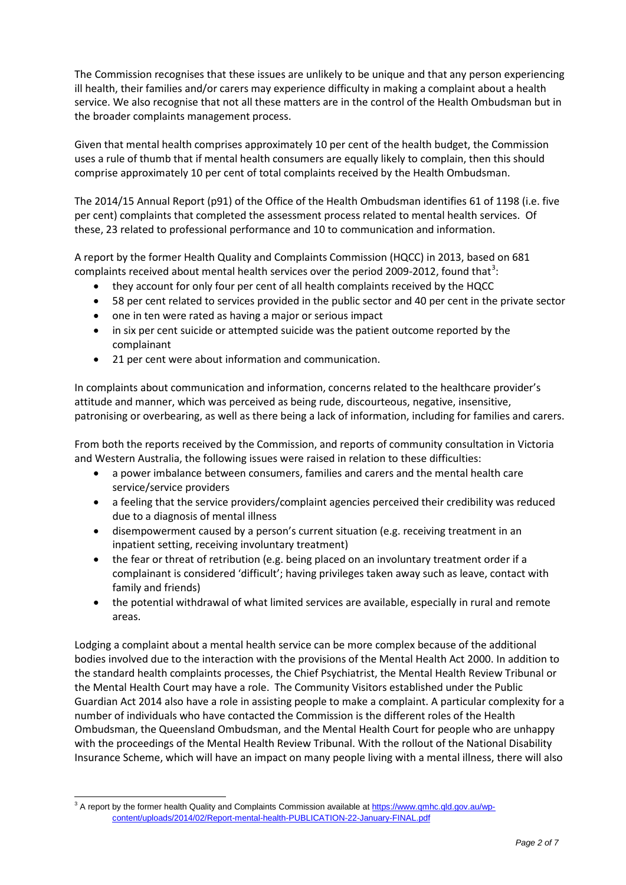The Commission recognises that these issues are unlikely to be unique and that any person experiencing ill health, their families and/or carers may experience difficulty in making a complaint about a health service. We also recognise that not all these matters are in the control of the Health Ombudsman but in the broader complaints management process.

Given that mental health comprises approximately 10 per cent of the health budget, the Commission uses a rule of thumb that if mental health consumers are equally likely to complain, then this should comprise approximately 10 per cent of total complaints received by the Health Ombudsman.

The 2014/15 Annual Report (p91) of the Office of the Health Ombudsman identifies 61 of 1198 (i.e. five per cent) complaints that completed the assessment process related to mental health services. Of these, 23 related to professional performance and 10 to communication and information.

A report by the former Health Quality and Complaints Commission (HQCC) in 2013, based on 681 complaints received about mental health services over the period 2009-2012, found that[3]:

- they account for only four per cent of all health complaints received by the HQCC
- 58 per cent related to services provided in the public sector and 40 per cent in the private sector
- one in ten were rated as having a major or serious impact
- in six per cent suicide or attempted suicide was the patient outcome reported by the complainant
- 21 per cent were about information and communication.

In complaints about communication and information, concerns related to the healthcare provider's attitude and manner, which was perceived as being rude, discourteous, negative, insensitive, patronising or overbearing, as well as there being a lack of information, including for families and carers.

From both the reports received by the Commission, and reports of community consultation in Victoria and Western Australia, the following issues were raised in relation to these difficulties:

- a power imbalance between consumers, families and carers and the mental health care service/service providers
- a feeling that the service providers/complaint agencies perceived their credibility was reduced due to a diagnosis of mental illness
- disempowerment caused by a person's current situation (e.g. receiving treatment in an inpatient setting, receiving involuntary treatment)
- the fear or threat of retribution (e.g. being placed on an involuntary treatment order if a complainant is considered 'difficult'; having privileges taken away such as leave, contact with family and friends)
- the potential withdrawal of what limited services are available, especially in rural and remote areas.

Lodging a complaint about a mental health service can be more complex because of the additional bodies involved due to the interaction with the provisions of the Mental Health Act 2000. In addition to the standard health complaints processes, the Chief Psychiatrist, the Mental Health Review Tribunal or the Mental Health Court may have a role. The Community Visitors established under the Public Guardian Act 2014 also have a role in assisting people to make a complaint. A particular complexity for a number of individuals who have contacted the Commission is the different roles of the Health Ombudsman, the Queensland Ombudsman, and the Mental Health Court for people who are unhappy with the proceedings of the Mental Health Review Tribunal. With the rollout of the National Disability Insurance Scheme, which will have an impact on many people living with a mental illness, there will also

---

[3] A report by the former health Quality and Complaints Commission available at https://www.qmhc.qld.gov.au/wp-content/uploads/2014/02/Report-mental-health-PUBLICATION-22-January-FINAL.pdf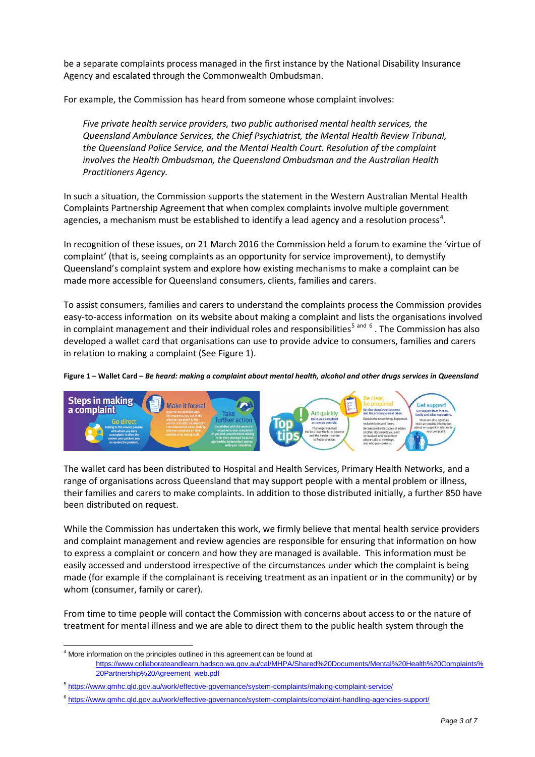be a separate complaints process managed in the first instance by the National Disability Insurance Agency and escalated through the Commonwealth Ombudsman.

For example, the Commission has heard from someone whose complaint involves:

> *Five private health service providers, two public authorised mental health services, the Queensland Ambulance Services, the Chief Psychiatrist, the Mental Health Review Tribunal, the Queensland Police Service, and the Mental Health Court. Resolution of the complaint involves the Health Ombudsman, the Queensland Ombudsman and the Australian Health Practitioners Agency.*

In such a situation, the Commission supports the statement in the Western Australian Mental Health Complaints Partnership Agreement that when complex complaints involve multiple government agencies, a mechanism must be established to identify a lead agency and a resolution process[4].

In recognition of these issues, on 21 March 2016 the Commission held a forum to examine the 'virtue of complaint' (that is, seeing complaints as an opportunity for service improvement), to demystify Queensland's complaint system and explore how existing mechanisms to make a complaint can be made more accessible for Queensland consumers, clients, families and carers.

To assist consumers, families and carers to understand the complaints process the Commission provides easy-to-access information on its website about making a complaint and lists the organisations involved in complaint management and their individual roles and responsibilities[5 and 6]. The Commission has also developed a wallet card that organisations can use to provide advice to consumers, families and carers in relation to making a complaint (See Figure 1).

**Figure 1 – Wallet Card –** ***Be heard: making a complaint about mental health, alcohol and other drugs services in Queensland***

The wallet card has been distributed to Hospital and Health Services, Primary Health Networks, and a range of organisations across Queensland that may support people with a mental problem or illness, their families and carers to make complaints. In addition to those distributed initially, a further 850 have been distributed on request.

While the Commission has undertaken this work, we firmly believe that mental health service providers and complaint management and review agencies are responsible for ensuring that information on how to express a complaint or concern and how they are managed is available. This information must be easily accessed and understood irrespective of the circumstances under which the complaint is being made (for example if the complainant is receiving treatment as an inpatient or in the community) or by whom (consumer, family or carer).

From time to time people will contact the Commission with concerns about access to or the nature of treatment for mental illness and we are able to direct them to the public health system through the

---

[4] More information on the principles outlined in this agreement can be found at https://www.collaborateandlearn.hadsco.wa.gov.au/cal/MHPA/Shared%20Documents/Mental%20Health%20Complaints%20Partnership%20Agreement_web.pdf

[5] https://www.qmhc.qld.gov.au/work/effective-governance/system-complaints/making-complaint-service/

[6] https://www.qmhc.qld.gov.au/work/effective-governance/system-complaints/complaint-handling-agencies-support/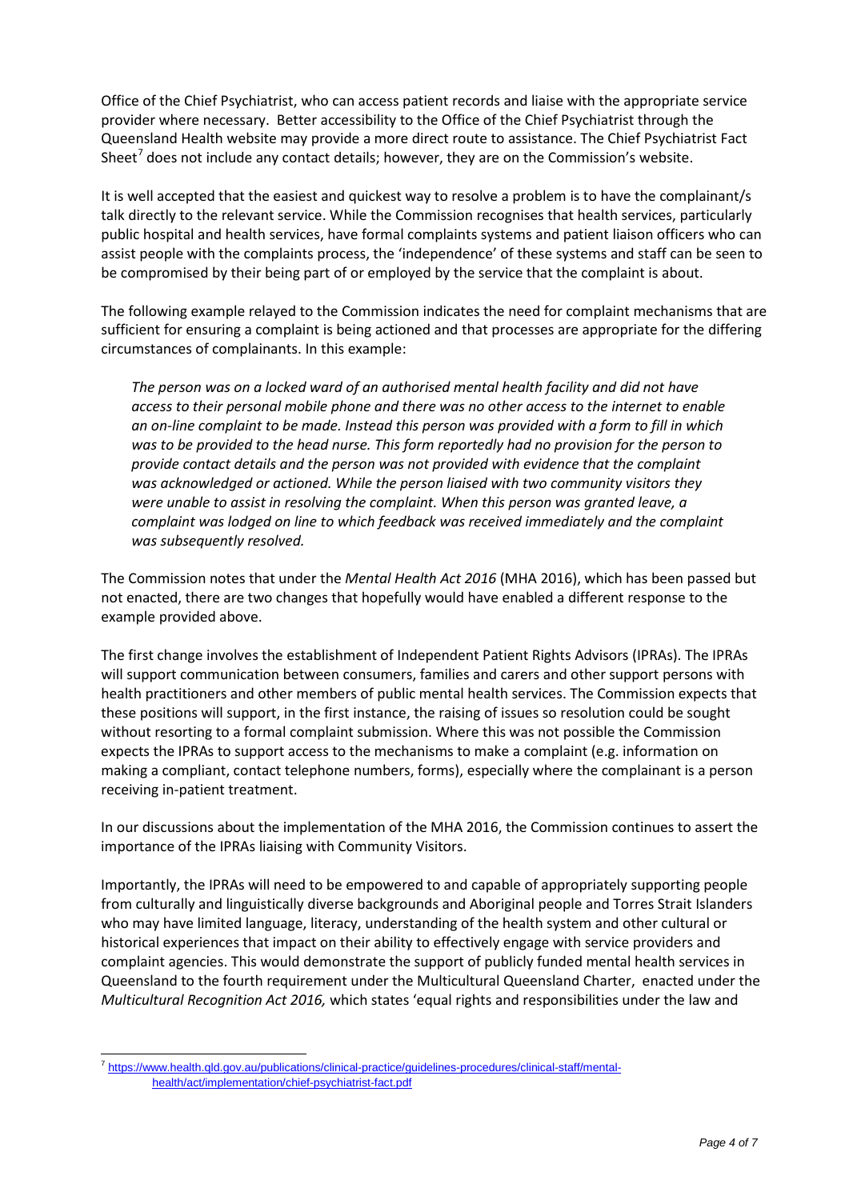Office of the Chief Psychiatrist, who can access patient records and liaise with the appropriate service provider where necessary. Better accessibility to the Office of the Chief Psychiatrist through the Queensland Health website may provide a more direct route to assistance. The Chief Psychiatrist Fact Sheet[7] does not include any contact details; however, they are on the Commission's website.

It is well accepted that the easiest and quickest way to resolve a problem is to have the complainant/s talk directly to the relevant service. While the Commission recognises that health services, particularly public hospital and health services, have formal complaints systems and patient liaison officers who can assist people with the complaints process, the 'independence' of these systems and staff can be seen to be compromised by their being part of or employed by the service that the complaint is about.

The following example relayed to the Commission indicates the need for complaint mechanisms that are sufficient for ensuring a complaint is being actioned and that processes are appropriate for the differing circumstances of complainants. In this example:

> *The person was on a locked ward of an authorised mental health facility and did not have access to their personal mobile phone and there was no other access to the internet to enable an on-line complaint to be made. Instead this person was provided with a form to fill in which was to be provided to the head nurse. This form reportedly had no provision for the person to provide contact details and the person was not provided with evidence that the complaint was acknowledged or actioned. While the person liaised with two community visitors they were unable to assist in resolving the complaint. When this person was granted leave, a complaint was lodged on line to which feedback was received immediately and the complaint was subsequently resolved.*

The Commission notes that under the *Mental Health Act 2016* (MHA 2016), which has been passed but not enacted, there are two changes that hopefully would have enabled a different response to the example provided above.

The first change involves the establishment of Independent Patient Rights Advisors (IPRAs). The IPRAs will support communication between consumers, families and carers and other support persons with health practitioners and other members of public mental health services. The Commission expects that these positions will support, in the first instance, the raising of issues so resolution could be sought without resorting to a formal complaint submission. Where this was not possible the Commission expects the IPRAs to support access to the mechanisms to make a complaint (e.g. information on making a compliant, contact telephone numbers, forms), especially where the complainant is a person receiving in-patient treatment.

In our discussions about the implementation of the MHA 2016, the Commission continues to assert the importance of the IPRAs liaising with Community Visitors.

Importantly, the IPRAs will need to be empowered to and capable of appropriately supporting people from culturally and linguistically diverse backgrounds and Aboriginal people and Torres Strait Islanders who may have limited language, literacy, understanding of the health system and other cultural or historical experiences that impact on their ability to effectively engage with service providers and complaint agencies. This would demonstrate the support of publicly funded mental health services in Queensland to the fourth requirement under the Multicultural Queensland Charter, enacted under the *Multicultural Recognition Act 2016,* which states 'equal rights and responsibilities under the law and

---

[7] https://www.health.qld.gov.au/publications/clinical-practice/guidelines-procedures/clinical-staff/mental-health/act/implementation/chief-psychiatrist-fact.pdf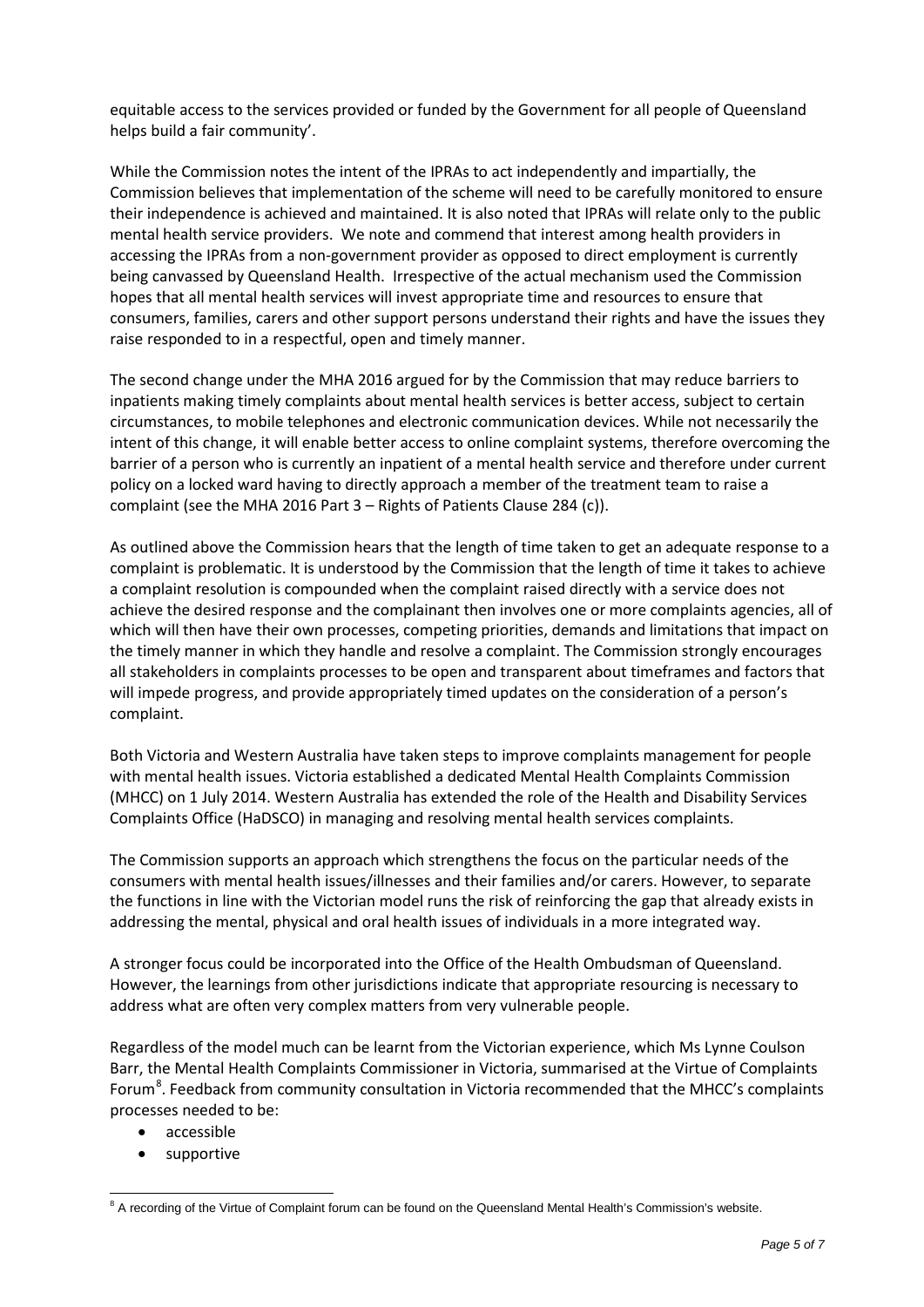equitable access to the services provided or funded by the Government for all people of Queensland helps build a fair community'.

While the Commission notes the intent of the IPRAs to act independently and impartially, the Commission believes that implementation of the scheme will need to be carefully monitored to ensure their independence is achieved and maintained. It is also noted that IPRAs will relate only to the public mental health service providers. We note and commend that interest among health providers in accessing the IPRAs from a non-government provider as opposed to direct employment is currently being canvassed by Queensland Health. Irrespective of the actual mechanism used the Commission hopes that all mental health services will invest appropriate time and resources to ensure that consumers, families, carers and other support persons understand their rights and have the issues they raise responded to in a respectful, open and timely manner.

The second change under the MHA 2016 argued for by the Commission that may reduce barriers to inpatients making timely complaints about mental health services is better access, subject to certain circumstances, to mobile telephones and electronic communication devices. While not necessarily the intent of this change, it will enable better access to online complaint systems, therefore overcoming the barrier of a person who is currently an inpatient of a mental health service and therefore under current policy on a locked ward having to directly approach a member of the treatment team to raise a complaint (see the MHA 2016 Part 3 – Rights of Patients Clause 284 (c)).

As outlined above the Commission hears that the length of time taken to get an adequate response to a complaint is problematic. It is understood by the Commission that the length of time it takes to achieve a complaint resolution is compounded when the complaint raised directly with a service does not achieve the desired response and the complainant then involves one or more complaints agencies, all of which will then have their own processes, competing priorities, demands and limitations that impact on the timely manner in which they handle and resolve a complaint. The Commission strongly encourages all stakeholders in complaints processes to be open and transparent about timeframes and factors that will impede progress, and provide appropriately timed updates on the consideration of a person's complaint.

Both Victoria and Western Australia have taken steps to improve complaints management for people with mental health issues. Victoria established a dedicated Mental Health Complaints Commission (MHCC) on 1 July 2014. Western Australia has extended the role of the Health and Disability Services Complaints Office (HaDSCO) in managing and resolving mental health services complaints.

The Commission supports an approach which strengthens the focus on the particular needs of the consumers with mental health issues/illnesses and their families and/or carers. However, to separate the functions in line with the Victorian model runs the risk of reinforcing the gap that already exists in addressing the mental, physical and oral health issues of individuals in a more integrated way.

A stronger focus could be incorporated into the Office of the Health Ombudsman of Queensland. However, the learnings from other jurisdictions indicate that appropriate resourcing is necessary to address what are often very complex matters from very vulnerable people.

Regardless of the model much can be learnt from the Victorian experience, which Ms Lynne Coulson Barr, the Mental Health Complaints Commissioner in Victoria, summarised at the Virtue of Complaints Forum[8]. Feedback from community consultation in Victoria recommended that the MHCC's complaints processes needed to be:

- accessible
- supportive

[8] A recording of the Virtue of Complaint forum can be found on the Queensland Mental Health's Commission's website.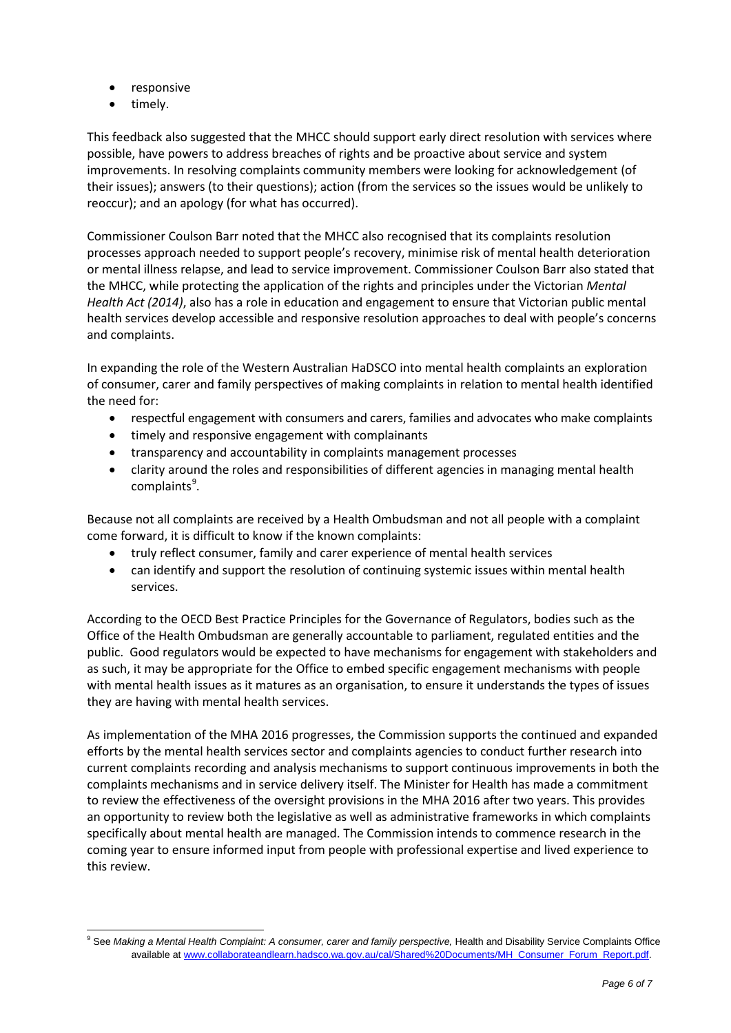- responsive
- timely.

This feedback also suggested that the MHCC should support early direct resolution with services where possible, have powers to address breaches of rights and be proactive about service and system improvements. In resolving complaints community members were looking for acknowledgement (of their issues); answers (to their questions); action (from the services so the issues would be unlikely to reoccur); and an apology (for what has occurred).

Commissioner Coulson Barr noted that the MHCC also recognised that its complaints resolution processes approach needed to support people's recovery, minimise risk of mental health deterioration or mental illness relapse, and lead to service improvement. Commissioner Coulson Barr also stated that the MHCC, while protecting the application of the rights and principles under the Victorian *Mental Health Act (2014)*, also has a role in education and engagement to ensure that Victorian public mental health services develop accessible and responsive resolution approaches to deal with people's concerns and complaints.

In expanding the role of the Western Australian HaDSCO into mental health complaints an exploration of consumer, carer and family perspectives of making complaints in relation to mental health identified the need for:

- respectful engagement with consumers and carers, families and advocates who make complaints
- timely and responsive engagement with complainants
- transparency and accountability in complaints management processes
- clarity around the roles and responsibilities of different agencies in managing mental health complaints[9].

Because not all complaints are received by a Health Ombudsman and not all people with a complaint come forward, it is difficult to know if the known complaints:

- truly reflect consumer, family and carer experience of mental health services
- can identify and support the resolution of continuing systemic issues within mental health services.

According to the OECD Best Practice Principles for the Governance of Regulators, bodies such as the Office of the Health Ombudsman are generally accountable to parliament, regulated entities and the public. Good regulators would be expected to have mechanisms for engagement with stakeholders and as such, it may be appropriate for the Office to embed specific engagement mechanisms with people with mental health issues as it matures as an organisation, to ensure it understands the types of issues they are having with mental health services.

As implementation of the MHA 2016 progresses, the Commission supports the continued and expanded efforts by the mental health services sector and complaints agencies to conduct further research into current complaints recording and analysis mechanisms to support continuous improvements in both the complaints mechanisms and in service delivery itself. The Minister for Health has made a commitment to review the effectiveness of the oversight provisions in the MHA 2016 after two years. This provides an opportunity to review both the legislative as well as administrative frameworks in which complaints specifically about mental health are managed. The Commission intends to commence research in the coming year to ensure informed input from people with professional expertise and lived experience to this review.

---

[9] See *Making a Mental Health Complaint: A consumer, carer and family perspective,* Health and Disability Service Complaints Office available at www.collaborateandlearn.hadsco.wa.gov.au/cal/Shared%20Documents/MH_Consumer_Forum_Report.pdf.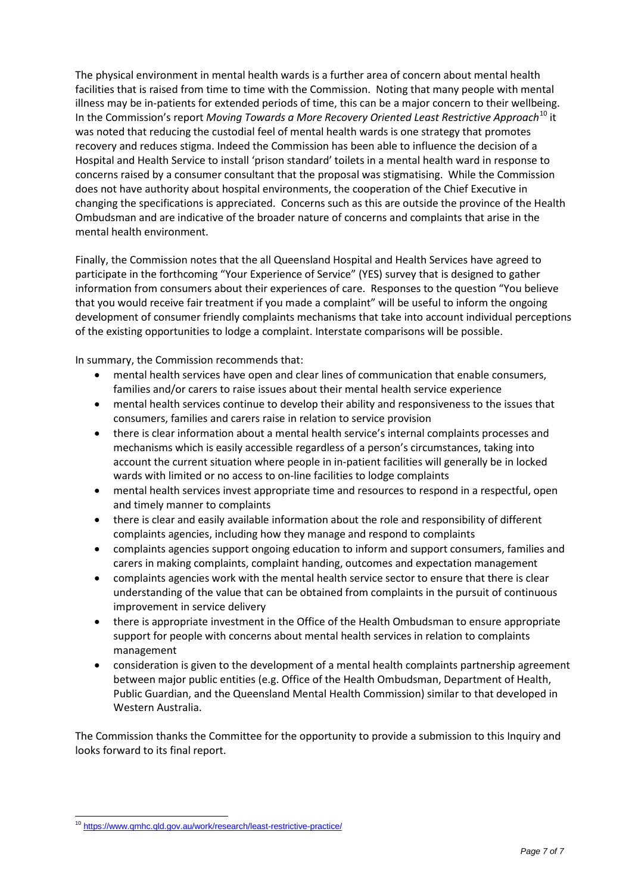The physical environment in mental health wards is a further area of concern about mental health facilities that is raised from time to time with the Commission. Noting that many people with mental illness may be in-patients for extended periods of time, this can be a major concern to their wellbeing. In the Commission's report *Moving Towards a More Recovery Oriented Least Restrictive Approach*[10] it was noted that reducing the custodial feel of mental health wards is one strategy that promotes recovery and reduces stigma. Indeed the Commission has been able to influence the decision of a Hospital and Health Service to install 'prison standard' toilets in a mental health ward in response to concerns raised by a consumer consultant that the proposal was stigmatising. While the Commission does not have authority about hospital environments, the cooperation of the Chief Executive in changing the specifications is appreciated. Concerns such as this are outside the province of the Health Ombudsman and are indicative of the broader nature of concerns and complaints that arise in the mental health environment.

Finally, the Commission notes that the all Queensland Hospital and Health Services have agreed to participate in the forthcoming "Your Experience of Service" (YES) survey that is designed to gather information from consumers about their experiences of care. Responses to the question "You believe that you would receive fair treatment if you made a complaint" will be useful to inform the ongoing development of consumer friendly complaints mechanisms that take into account individual perceptions of the existing opportunities to lodge a complaint. Interstate comparisons will be possible.

In summary, the Commission recommends that:

- mental health services have open and clear lines of communication that enable consumers, families and/or carers to raise issues about their mental health service experience
- mental health services continue to develop their ability and responsiveness to the issues that consumers, families and carers raise in relation to service provision
- there is clear information about a mental health service's internal complaints processes and mechanisms which is easily accessible regardless of a person's circumstances, taking into account the current situation where people in in-patient facilities will generally be in locked wards with limited or no access to on-line facilities to lodge complaints
- mental health services invest appropriate time and resources to respond in a respectful, open and timely manner to complaints
- there is clear and easily available information about the role and responsibility of different complaints agencies, including how they manage and respond to complaints
- complaints agencies support ongoing education to inform and support consumers, families and carers in making complaints, complaint handing, outcomes and expectation management
- complaints agencies work with the mental health service sector to ensure that there is clear understanding of the value that can be obtained from complaints in the pursuit of continuous improvement in service delivery
- there is appropriate investment in the Office of the Health Ombudsman to ensure appropriate support for people with concerns about mental health services in relation to complaints management
- consideration is given to the development of a mental health complaints partnership agreement between major public entities (e.g. Office of the Health Ombudsman, Department of Health, Public Guardian, and the Queensland Mental Health Commission) similar to that developed in Western Australia.

The Commission thanks the Committee for the opportunity to provide a submission to this Inquiry and looks forward to its final report.

---

[10] https://www.qmhc.qld.gov.au/work/research/least-restrictive-practice/